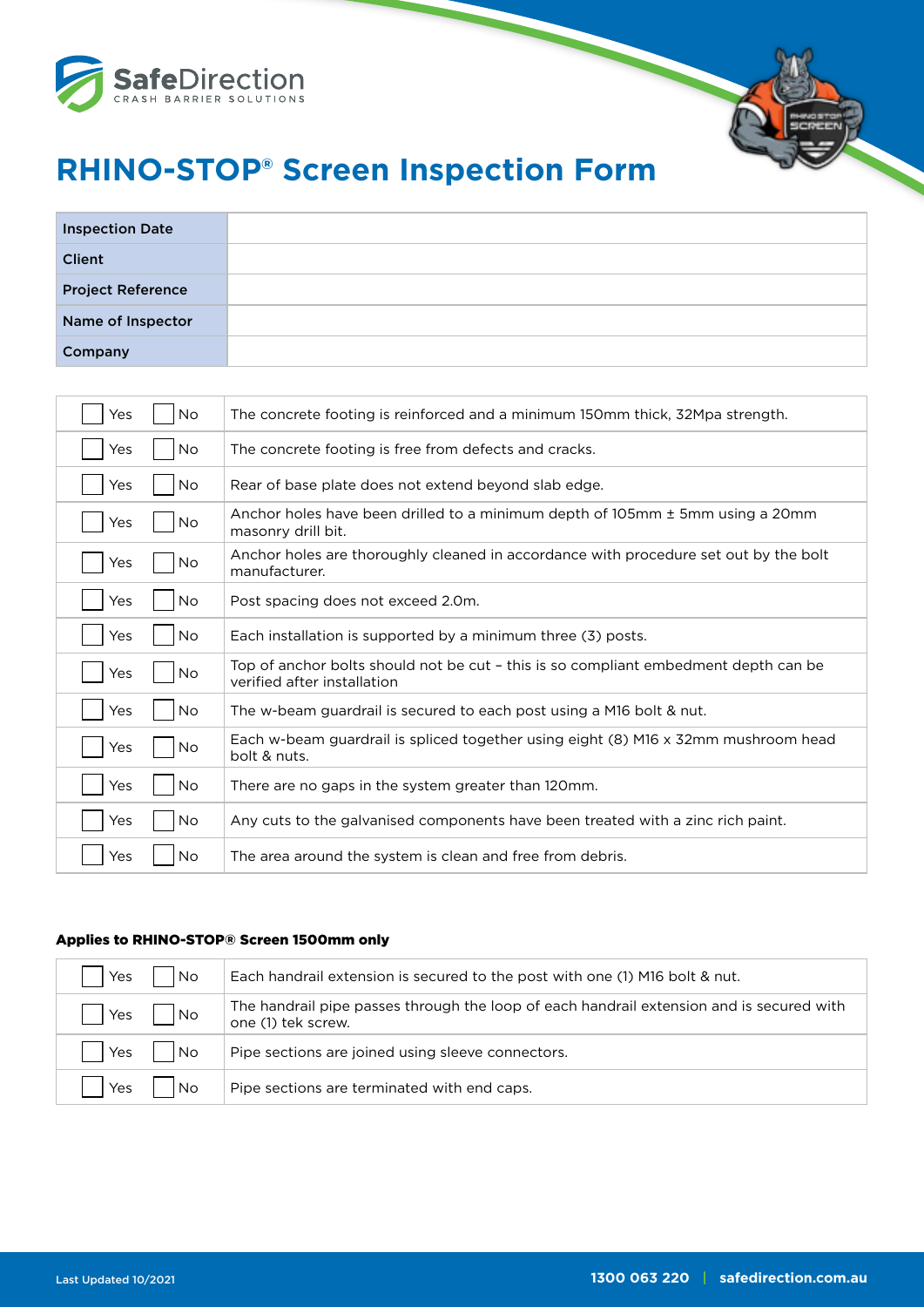SafeDirection
CRASH BARRIER SOLUTIONS

# RHINO-STOP® Screen Inspection Form

| | |
|---|---|
| **Inspection Date** | |
| **Client** | |
| **Project Reference** | |
| **Name of Inspector** | |
| **Company** | |

| Yes / No | Item |
|---|---|
| ☐ Yes ☐ No | The concrete footing is reinforced and a minimum 150mm thick, 32Mpa strength. |
| ☐ Yes ☐ No | The concrete footing is free from defects and cracks. |
| ☐ Yes ☐ No | Rear of base plate does not extend beyond slab edge. |
| ☐ Yes ☐ No | Anchor holes have been drilled to a minimum depth of 105mm ± 5mm using a 20mm masonry drill bit. |
| ☐ Yes ☐ No | Anchor holes are thoroughly cleaned in accordance with procedure set out by the bolt manufacturer. |
| ☐ Yes ☐ No | Post spacing does not exceed 2.0m. |
| ☐ Yes ☐ No | Each installation is supported by a minimum three (3) posts. |
| ☐ Yes ☐ No | Top of anchor bolts should not be cut – this is so compliant embedment depth can be verified after installation |
| ☐ Yes ☐ No | The w-beam guardrail is secured to each post using a M16 bolt & nut. |
| ☐ Yes ☐ No | Each w-beam guardrail is spliced together using eight (8) M16 x 32mm mushroom head bolt & nuts. |
| ☐ Yes ☐ No | There are no gaps in the system greater than 120mm. |
| ☐ Yes ☐ No | Any cuts to the galvanised components have been treated with a zinc rich paint. |
| ☐ Yes ☐ No | The area around the system is clean and free from debris. |

**Applies to RHINO-STOP® Screen 1500mm only**

| Yes / No | Item |
|---|---|
| ☐ Yes ☐ No | Each handrail extension is secured to the post with one (1) M16 bolt & nut. |
| ☐ Yes ☐ No | The handrail pipe passes through the loop of each handrail extension and is secured with one (1) tek screw. |
| ☐ Yes ☐ No | Pipe sections are joined using sleeve connectors. |
| ☐ Yes ☐ No | Pipe sections are terminated with end caps. |

Last Updated 10/2021

1300 063 220 | safedirection.com.au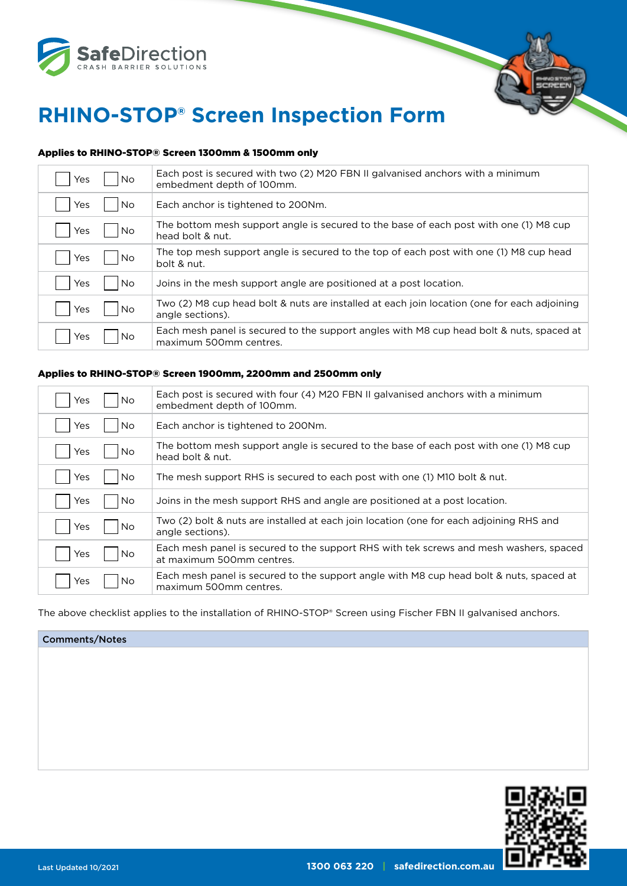# RHINO-STOP® Screen Inspection Form

**Applies to RHINO-STOP® Screen 1300mm & 1500mm only**

| | | |
|---|---|---|
| ☐ Yes | ☐ No | Each post is secured with two (2) M20 FBN II galvanised anchors with a minimum embedment depth of 100mm. |
| ☐ Yes | ☐ No | Each anchor is tightened to 200Nm. |
| ☐ Yes | ☐ No | The bottom mesh support angle is secured to the base of each post with one (1) M8 cup head bolt & nut. |
| ☐ Yes | ☐ No | The top mesh support angle is secured to the top of each post with one (1) M8 cup head bolt & nut. |
| ☐ Yes | ☐ No | Joins in the mesh support angle are positioned at a post location. |
| ☐ Yes | ☐ No | Two (2) M8 cup head bolt & nuts are installed at each join location (one for each adjoining angle sections). |
| ☐ Yes | ☐ No | Each mesh panel is secured to the support angles with M8 cup head bolt & nuts, spaced at maximum 500mm centres. |

**Applies to RHINO-STOP® Screen 1900mm, 2200mm and 2500mm only**

| | | |
|---|---|---|
| ☐ Yes | ☐ No | Each post is secured with four (4) M20 FBN II galvanised anchors with a minimum embedment depth of 100mm. |
| ☐ Yes | ☐ No | Each anchor is tightened to 200Nm. |
| ☐ Yes | ☐ No | The bottom mesh support angle is secured to the base of each post with one (1) M8 cup head bolt & nut. |
| ☐ Yes | ☐ No | The mesh support RHS is secured to each post with one (1) M10 bolt & nut. |
| ☐ Yes | ☐ No | Joins in the mesh support RHS and angle are positioned at a post location. |
| ☐ Yes | ☐ No | Two (2) bolt & nuts are installed at each join location (one for each adjoining RHS and angle sections). |
| ☐ Yes | ☐ No | Each mesh panel is secured to the support RHS with tek screws and mesh washers, spaced at maximum 500mm centres. |
| ☐ Yes | ☐ No | Each mesh panel is secured to the support angle with M8 cup head bolt & nuts, spaced at maximum 500mm centres. |

The above checklist applies to the installation of RHINO-STOP® Screen using Fischer FBN II galvanised anchors.

**Comments/Notes**

Last Updated 10/2021

1300 063 220 | safedirection.com.au